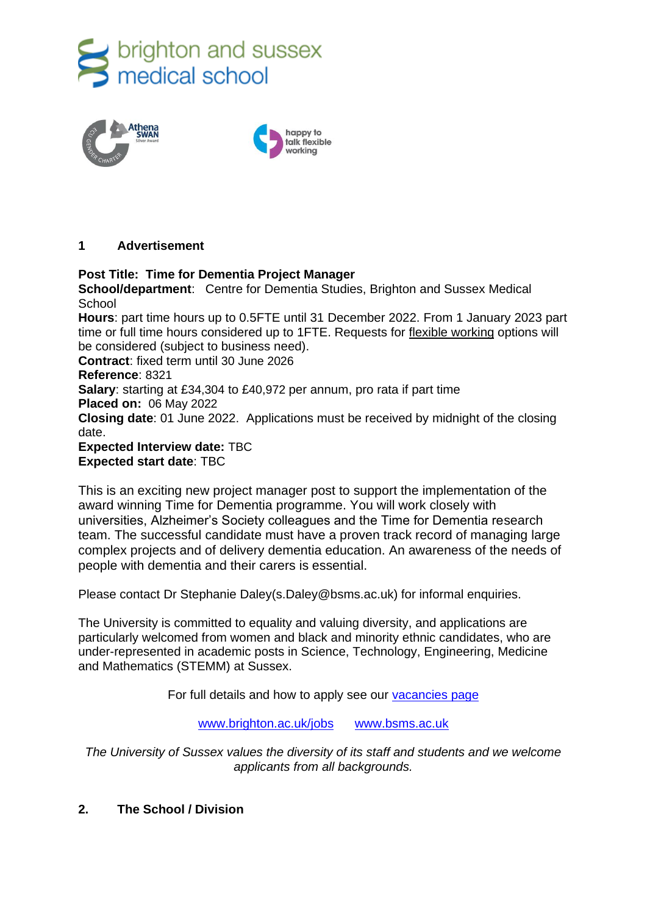## 1 Advertisement

**Post Title: Time for Dementia Project Manager**
**School/department**: Centre for Dementia Studies, Brighton and Sussex Medical School
**Hours**: part time hours up to 0.5FTE until 31 December 2022. From 1 January 2023 part time or full time hours considered up to 1FTE. Requests for flexible working options will be considered (subject to business need).
**Contract**: fixed term until 30 June 2026
**Reference**: 8321
**Salary**: starting at £34,304 to £40,972 per annum, pro rata if part time
**Placed on:** 06 May 2022
**Closing date**: 01 June 2022. Applications must be received by midnight of the closing date.
**Expected Interview date:** TBC
**Expected start date**: TBC

This is an exciting new project manager post to support the implementation of the award winning Time for Dementia programme. You will work closely with universities, Alzheimer's Society colleagues and the Time for Dementia research team. The successful candidate must have a proven track record of managing large complex projects and of delivery dementia education. An awareness of the needs of people with dementia and their carers is essential.

Please contact Dr Stephanie Daley(s.Daley@bsms.ac.uk) for informal enquiries.

The University is committed to equality and valuing diversity, and applications are particularly welcomed from women and black and minority ethnic candidates, who are under-represented in academic posts in Science, Technology, Engineering, Medicine and Mathematics (STEMM) at Sussex.

For full details and how to apply see our vacancies page

www.brighton.ac.uk/jobs www.bsms.ac.uk

*The University of Sussex values the diversity of its staff and students and we welcome applicants from all backgrounds.*

## 2. The School / Division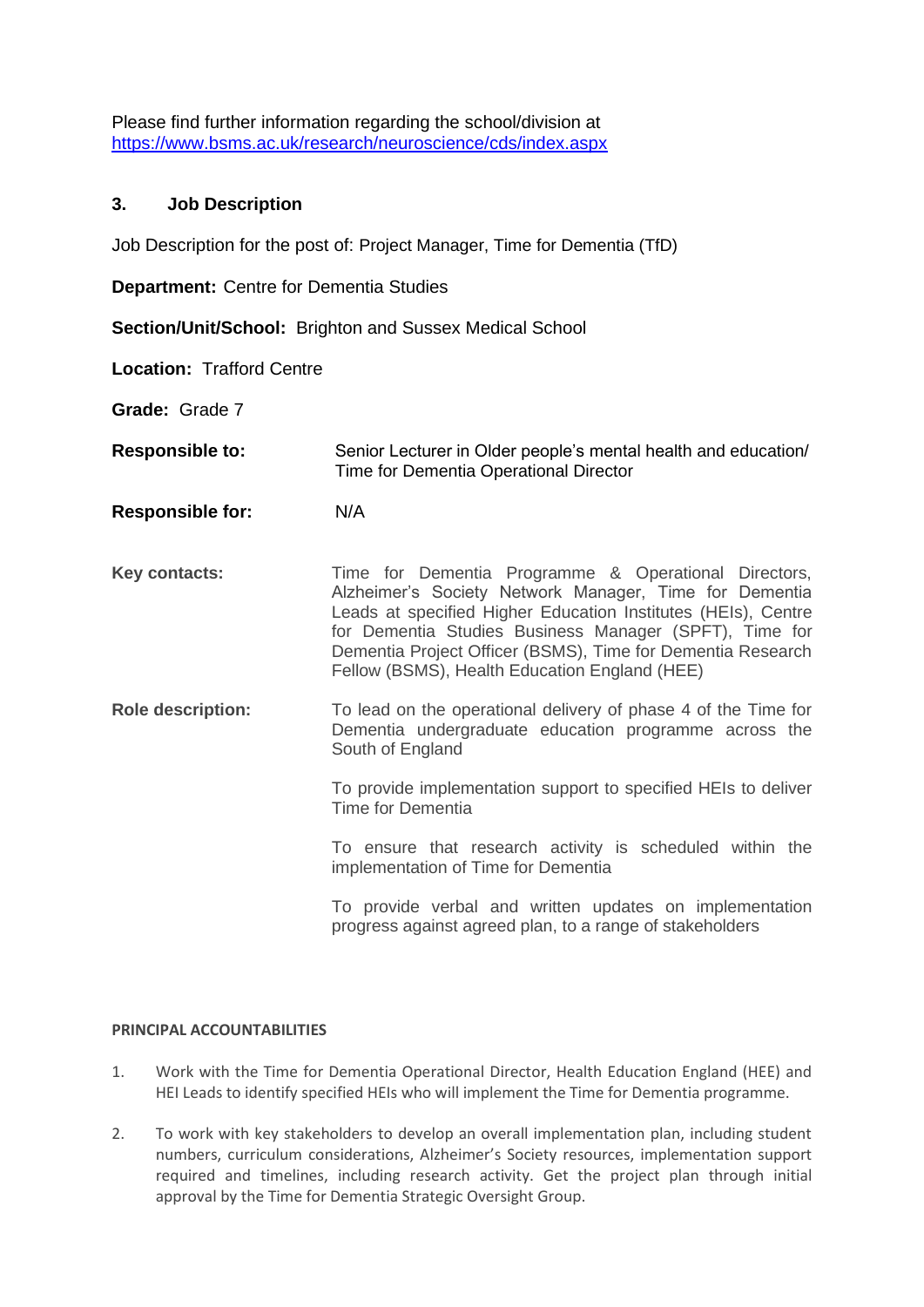Please find further information regarding the school/division at
https://www.bsms.ac.uk/research/neuroscience/cds/index.aspx

## 3. Job Description

Job Description for the post of: Project Manager, Time for Dementia (TfD)

**Department:** Centre for Dementia Studies

**Section/Unit/School:** Brighton and Sussex Medical School

**Location:** Trafford Centre

**Grade:** Grade 7

| | |
|---|---|
| **Responsible to:** | Senior Lecturer in Older people's mental health and education/ Time for Dementia Operational Director |
| **Responsible for:** | N/A |
| **Key contacts:** | Time for Dementia Programme & Operational Directors, Alzheimer's Society Network Manager, Time for Dementia Leads at specified Higher Education Institutes (HEIs), Centre for Dementia Studies Business Manager (SPFT), Time for Dementia Project Officer (BSMS), Time for Dementia Research Fellow (BSMS), Health Education England (HEE) |
| **Role description:** | To lead on the operational delivery of phase 4 of the Time for Dementia undergraduate education programme across the South of England<br><br>To provide implementation support to specified HEIs to deliver Time for Dementia<br><br>To ensure that research activity is scheduled within the implementation of Time for Dementia<br><br>To provide verbal and written updates on implementation progress against agreed plan, to a range of stakeholders |

### PRINCIPAL ACCOUNTABILITIES

1. Work with the Time for Dementia Operational Director, Health Education England (HEE) and HEI Leads to identify specified HEIs who will implement the Time for Dementia programme.

2. To work with key stakeholders to develop an overall implementation plan, including student numbers, curriculum considerations, Alzheimer's Society resources, implementation support required and timelines, including research activity. Get the project plan through initial approval by the Time for Dementia Strategic Oversight Group.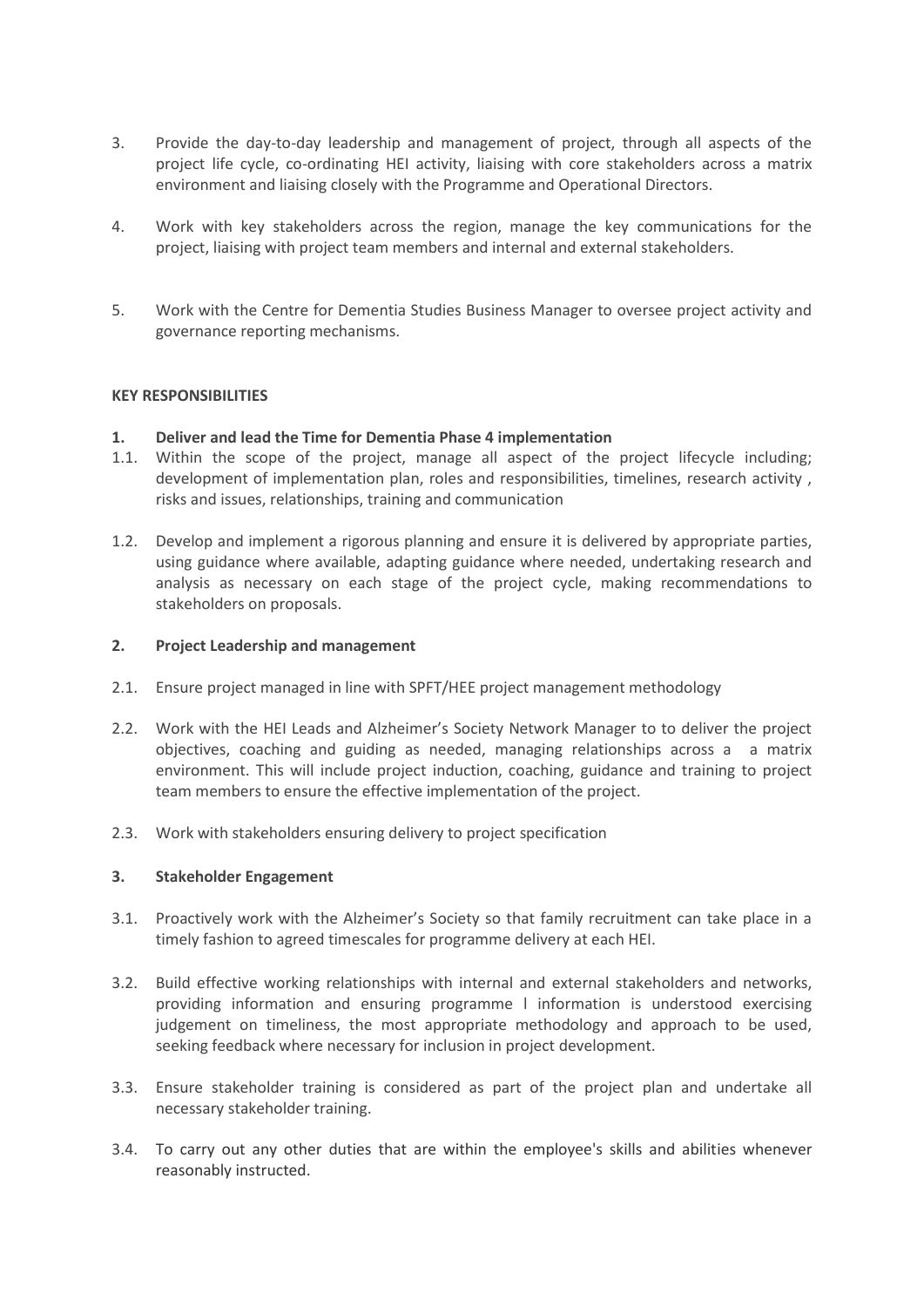3. Provide the day-to-day leadership and management of project, through all aspects of the project life cycle, co-ordinating HEI activity, liaising with core stakeholders across a matrix environment and liaising closely with the Programme and Operational Directors.

4. Work with key stakeholders across the region, manage the key communications for the project, liaising with project team members and internal and external stakeholders.

5. Work with the Centre for Dementia Studies Business Manager to oversee project activity and governance reporting mechanisms.

**KEY RESPONSIBILITIES**

**1. Deliver and lead the Time for Dementia Phase 4 implementation**

1.1. Within the scope of the project, manage all aspect of the project lifecycle including; development of implementation plan, roles and responsibilities, timelines, research activity , risks and issues, relationships, training and communication

1.2. Develop and implement a rigorous planning and ensure it is delivered by appropriate parties, using guidance where available, adapting guidance where needed, undertaking research and analysis as necessary on each stage of the project cycle, making recommendations to stakeholders on proposals.

**2. Project Leadership and management**

2.1. Ensure project managed in line with SPFT/HEE project management methodology

2.2. Work with the HEI Leads and Alzheimer's Society Network Manager to to deliver the project objectives, coaching and guiding as needed, managing relationships across a a matrix environment. This will include project induction, coaching, guidance and training to project team members to ensure the effective implementation of the project.

2.3. Work with stakeholders ensuring delivery to project specification

**3. Stakeholder Engagement**

3.1. Proactively work with the Alzheimer's Society so that family recruitment can take place in a timely fashion to agreed timescales for programme delivery at each HEI.

3.2. Build effective working relationships with internal and external stakeholders and networks, providing information and ensuring programme l information is understood exercising judgement on timeliness, the most appropriate methodology and approach to be used, seeking feedback where necessary for inclusion in project development.

3.3. Ensure stakeholder training is considered as part of the project plan and undertake all necessary stakeholder training.

3.4. To carry out any other duties that are within the employee's skills and abilities whenever reasonably instructed.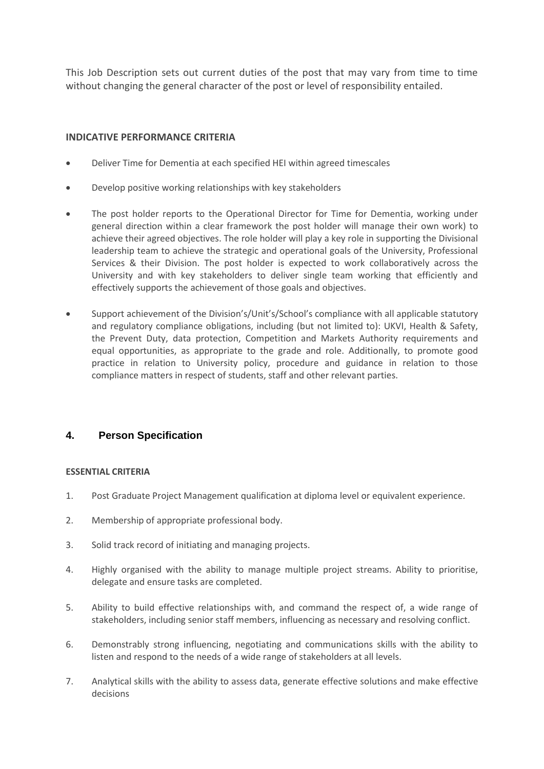This Job Description sets out current duties of the post that may vary from time to time without changing the general character of the post or level of responsibility entailed.

**INDICATIVE PERFORMANCE CRITERIA**

- Deliver Time for Dementia at each specified HEI within agreed timescales
- Develop positive working relationships with key stakeholders
- The post holder reports to the Operational Director for Time for Dementia, working under general direction within a clear framework the post holder will manage their own work) to achieve their agreed objectives. The role holder will play a key role in supporting the Divisional leadership team to achieve the strategic and operational goals of the University, Professional Services & their Division. The post holder is expected to work collaboratively across the University and with key stakeholders to deliver single team working that efficiently and effectively supports the achievement of those goals and objectives.
- Support achievement of the Division's/Unit's/School's compliance with all applicable statutory and regulatory compliance obligations, including (but not limited to): UKVI, Health & Safety, the Prevent Duty, data protection, Competition and Markets Authority requirements and equal opportunities, as appropriate to the grade and role. Additionally, to promote good practice in relation to University policy, procedure and guidance in relation to those compliance matters in respect of students, staff and other relevant parties.

## 4. Person Specification

**ESSENTIAL CRITERIA**

1. Post Graduate Project Management qualification at diploma level or equivalent experience.
2. Membership of appropriate professional body.
3. Solid track record of initiating and managing projects.
4. Highly organised with the ability to manage multiple project streams. Ability to prioritise, delegate and ensure tasks are completed.
5. Ability to build effective relationships with, and command the respect of, a wide range of stakeholders, including senior staff members, influencing as necessary and resolving conflict.
6. Demonstrably strong influencing, negotiating and communications skills with the ability to listen and respond to the needs of a wide range of stakeholders at all levels.
7. Analytical skills with the ability to assess data, generate effective solutions and make effective decisions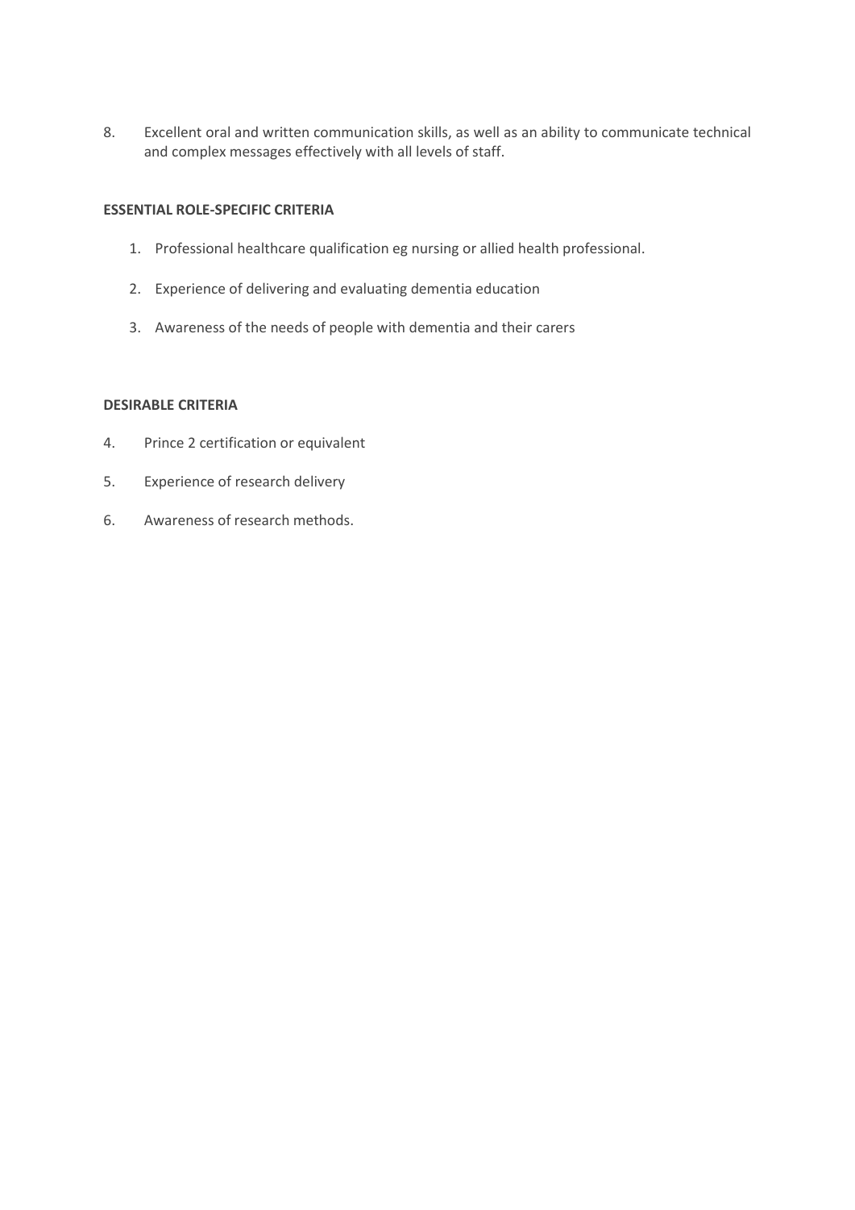8. Excellent oral and written communication skills, as well as an ability to communicate technical and complex messages effectively with all levels of staff.

**ESSENTIAL ROLE-SPECIFIC CRITERIA**

1. Professional healthcare qualification eg nursing or allied health professional.
2. Experience of delivering and evaluating dementia education
3. Awareness of the needs of people with dementia and their carers

**DESIRABLE CRITERIA**

4. Prince 2 certification or equivalent
5. Experience of research delivery
6. Awareness of research methods.